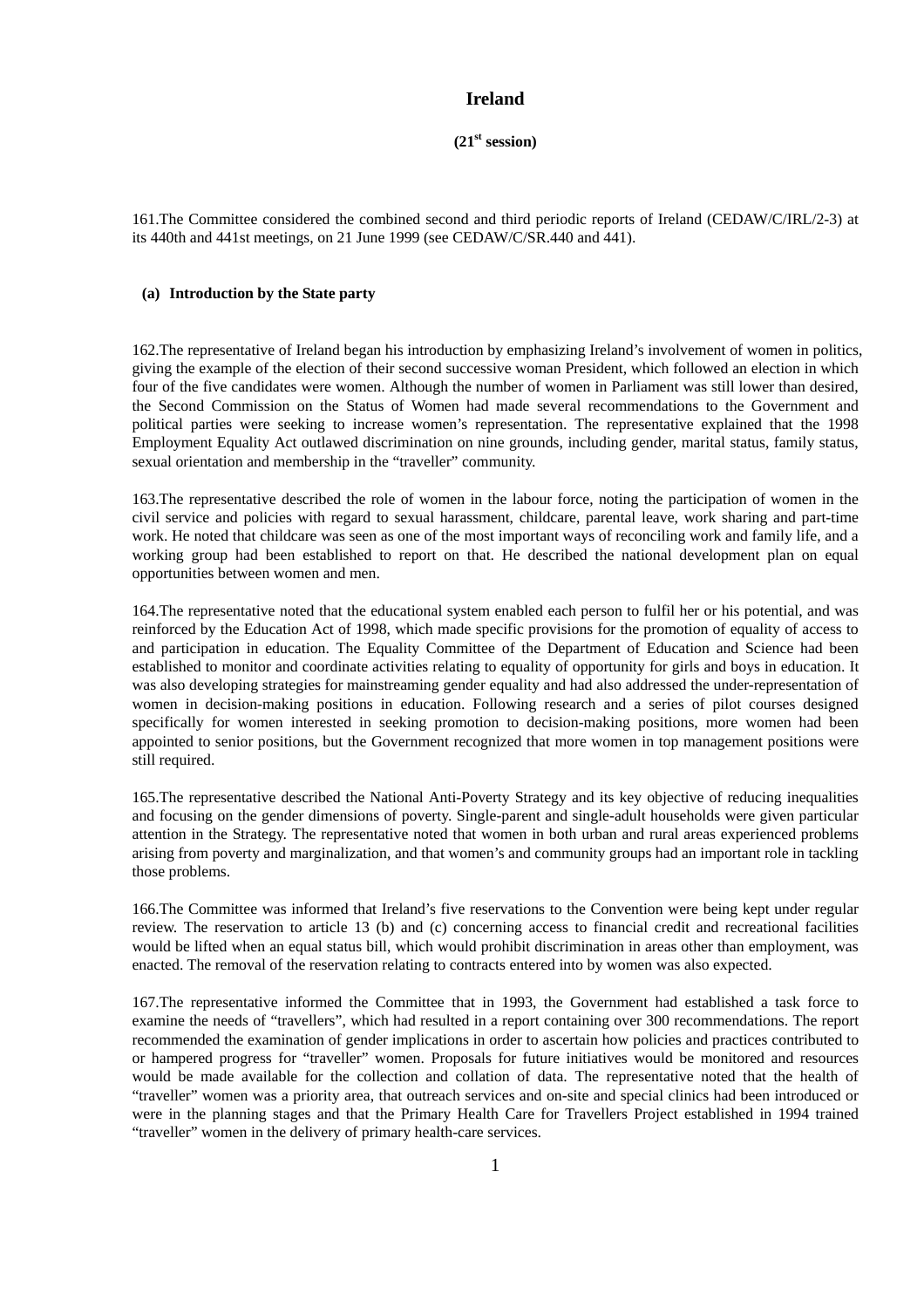# Ireland

**(21st session)**

161.The Committee considered the combined second and third periodic reports of Ireland (CEDAW/C/IRL/2-3) at its 440th and 441st meetings, on 21 June 1999 (see CEDAW/C/SR.440 and 441).

### (a) Introduction by the State party

162.The representative of Ireland began his introduction by emphasizing Ireland's involvement of women in politics, giving the example of the election of their second successive woman President, which followed an election in which four of the five candidates were women. Although the number of women in Parliament was still lower than desired, the Second Commission on the Status of Women had made several recommendations to the Government and political parties were seeking to increase women's representation. The representative explained that the 1998 Employment Equality Act outlawed discrimination on nine grounds, including gender, marital status, family status, sexual orientation and membership in the "traveller" community.

163.The representative described the role of women in the labour force, noting the participation of women in the civil service and policies with regard to sexual harassment, childcare, parental leave, work sharing and part-time work. He noted that childcare was seen as one of the most important ways of reconciling work and family life, and a working group had been established to report on that. He described the national development plan on equal opportunities between women and men.

164.The representative noted that the educational system enabled each person to fulfil her or his potential, and was reinforced by the Education Act of 1998, which made specific provisions for the promotion of equality of access to and participation in education. The Equality Committee of the Department of Education and Science had been established to monitor and coordinate activities relating to equality of opportunity for girls and boys in education. It was also developing strategies for mainstreaming gender equality and had also addressed the under-representation of women in decision-making positions in education. Following research and a series of pilot courses designed specifically for women interested in seeking promotion to decision-making positions, more women had been appointed to senior positions, but the Government recognized that more women in top management positions were still required.

165.The representative described the National Anti-Poverty Strategy and its key objective of reducing inequalities and focusing on the gender dimensions of poverty. Single-parent and single-adult households were given particular attention in the Strategy. The representative noted that women in both urban and rural areas experienced problems arising from poverty and marginalization, and that women's and community groups had an important role in tackling those problems.

166.The Committee was informed that Ireland's five reservations to the Convention were being kept under regular review. The reservation to article 13 (b) and (c) concerning access to financial credit and recreational facilities would be lifted when an equal status bill, which would prohibit discrimination in areas other than employment, was enacted. The removal of the reservation relating to contracts entered into by women was also expected.

167.The representative informed the Committee that in 1993, the Government had established a task force to examine the needs of "travellers", which had resulted in a report containing over 300 recommendations. The report recommended the examination of gender implications in order to ascertain how policies and practices contributed to or hampered progress for "traveller" women. Proposals for future initiatives would be monitored and resources would be made available for the collection and collation of data. The representative noted that the health of "traveller" women was a priority area, that outreach services and on-site and special clinics had been introduced or were in the planning stages and that the Primary Health Care for Travellers Project established in 1994 trained "traveller" women in the delivery of primary health-care services.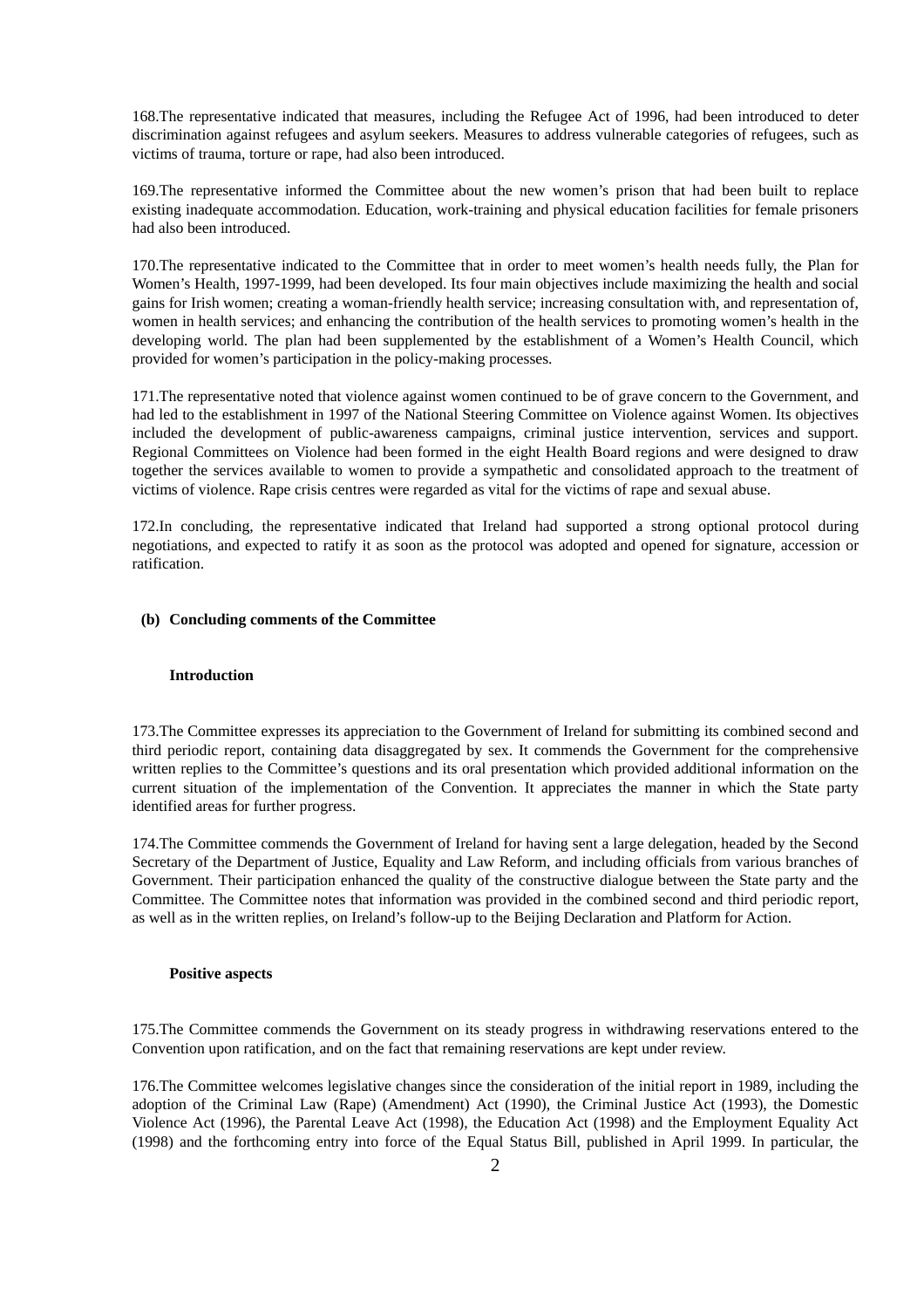168.The representative indicated that measures, including the Refugee Act of 1996, had been introduced to deter discrimination against refugees and asylum seekers. Measures to address vulnerable categories of refugees, such as victims of trauma, torture or rape, had also been introduced.

169.The representative informed the Committee about the new women's prison that had been built to replace existing inadequate accommodation. Education, work-training and physical education facilities for female prisoners had also been introduced.

170.The representative indicated to the Committee that in order to meet women's health needs fully, the Plan for Women's Health, 1997-1999, had been developed. Its four main objectives include maximizing the health and social gains for Irish women; creating a woman-friendly health service; increasing consultation with, and representation of, women in health services; and enhancing the contribution of the health services to promoting women's health in the developing world. The plan had been supplemented by the establishment of a Women's Health Council, which provided for women's participation in the policy-making processes.

171.The representative noted that violence against women continued to be of grave concern to the Government, and had led to the establishment in 1997 of the National Steering Committee on Violence against Women. Its objectives included the development of public-awareness campaigns, criminal justice intervention, services and support. Regional Committees on Violence had been formed in the eight Health Board regions and were designed to draw together the services available to women to provide a sympathetic and consolidated approach to the treatment of victims of violence. Rape crisis centres were regarded as vital for the victims of rape and sexual abuse.

172.In concluding, the representative indicated that Ireland had supported a strong optional protocol during negotiations, and expected to ratify it as soon as the protocol was adopted and opened for signature, accession or ratification.

### (b) Concluding comments of the Committee

#### Introduction

173.The Committee expresses its appreciation to the Government of Ireland for submitting its combined second and third periodic report, containing data disaggregated by sex. It commends the Government for the comprehensive written replies to the Committee's questions and its oral presentation which provided additional information on the current situation of the implementation of the Convention. It appreciates the manner in which the State party identified areas for further progress.

174.The Committee commends the Government of Ireland for having sent a large delegation, headed by the Second Secretary of the Department of Justice, Equality and Law Reform, and including officials from various branches of Government. Their participation enhanced the quality of the constructive dialogue between the State party and the Committee. The Committee notes that information was provided in the combined second and third periodic report, as well as in the written replies, on Ireland's follow-up to the Beijing Declaration and Platform for Action.

#### Positive aspects

175.The Committee commends the Government on its steady progress in withdrawing reservations entered to the Convention upon ratification, and on the fact that remaining reservations are kept under review.

176.The Committee welcomes legislative changes since the consideration of the initial report in 1989, including the adoption of the Criminal Law (Rape) (Amendment) Act (1990), the Criminal Justice Act (1993), the Domestic Violence Act (1996), the Parental Leave Act (1998), the Education Act (1998) and the Employment Equality Act (1998) and the forthcoming entry into force of the Equal Status Bill, published in April 1999. In particular, the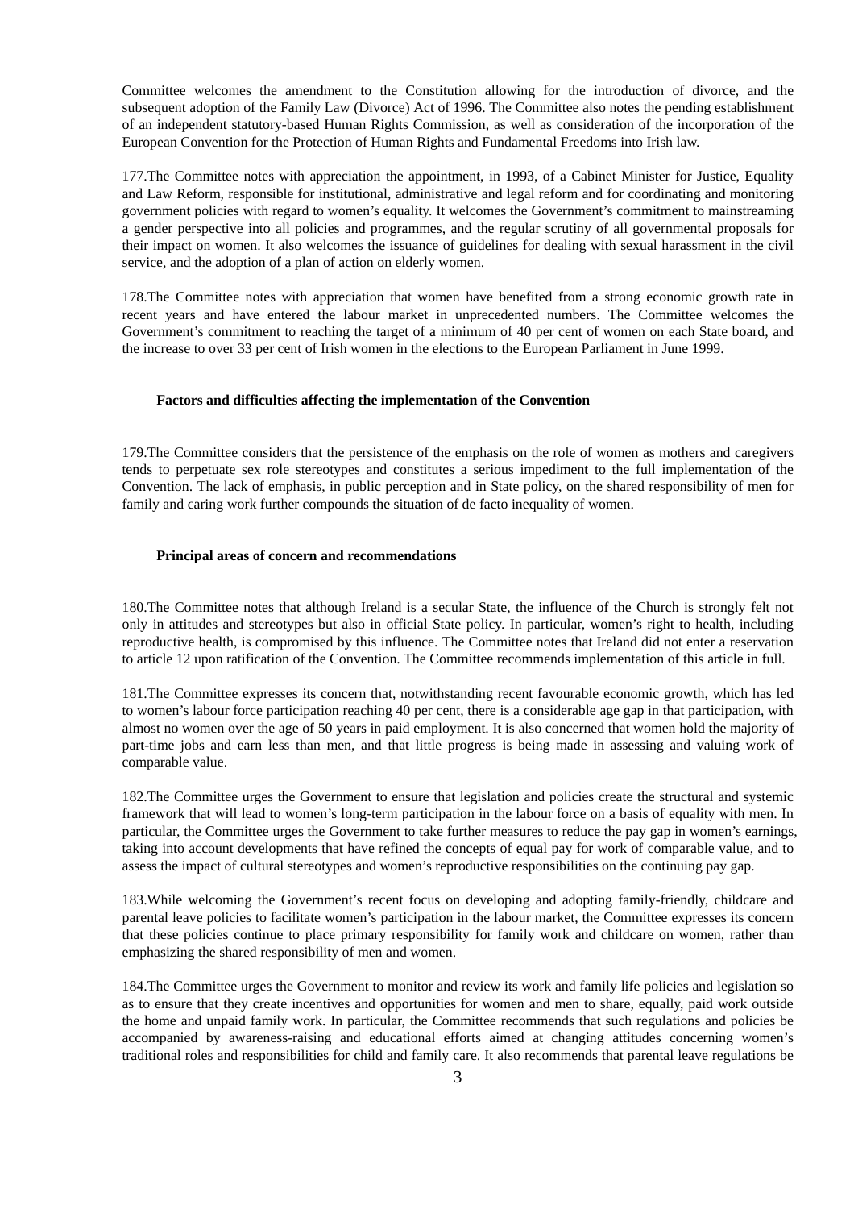Committee welcomes the amendment to the Constitution allowing for the introduction of divorce, and the subsequent adoption of the Family Law (Divorce) Act of 1996. The Committee also notes the pending establishment of an independent statutory-based Human Rights Commission, as well as consideration of the incorporation of the European Convention for the Protection of Human Rights and Fundamental Freedoms into Irish law.

177.The Committee notes with appreciation the appointment, in 1993, of a Cabinet Minister for Justice, Equality and Law Reform, responsible for institutional, administrative and legal reform and for coordinating and monitoring government policies with regard to women's equality. It welcomes the Government's commitment to mainstreaming a gender perspective into all policies and programmes, and the regular scrutiny of all governmental proposals for their impact on women. It also welcomes the issuance of guidelines for dealing with sexual harassment in the civil service, and the adoption of a plan of action on elderly women.

178.The Committee notes with appreciation that women have benefited from a strong economic growth rate in recent years and have entered the labour market in unprecedented numbers. The Committee welcomes the Government's commitment to reaching the target of a minimum of 40 per cent of women on each State board, and the increase to over 33 per cent of Irish women in the elections to the European Parliament in June 1999.

**Factors and difficulties affecting the implementation of the Convention**

179.The Committee considers that the persistence of the emphasis on the role of women as mothers and caregivers tends to perpetuate sex role stereotypes and constitutes a serious impediment to the full implementation of the Convention. The lack of emphasis, in public perception and in State policy, on the shared responsibility of men for family and caring work further compounds the situation of de facto inequality of women.

**Principal areas of concern and recommendations**

180.The Committee notes that although Ireland is a secular State, the influence of the Church is strongly felt not only in attitudes and stereotypes but also in official State policy. In particular, women's right to health, including reproductive health, is compromised by this influence. The Committee notes that Ireland did not enter a reservation to article 12 upon ratification of the Convention. The Committee recommends implementation of this article in full.

181.The Committee expresses its concern that, notwithstanding recent favourable economic growth, which has led to women's labour force participation reaching 40 per cent, there is a considerable age gap in that participation, with almost no women over the age of 50 years in paid employment. It is also concerned that women hold the majority of part-time jobs and earn less than men, and that little progress is being made in assessing and valuing work of comparable value.

182.The Committee urges the Government to ensure that legislation and policies create the structural and systemic framework that will lead to women's long-term participation in the labour force on a basis of equality with men. In particular, the Committee urges the Government to take further measures to reduce the pay gap in women's earnings, taking into account developments that have refined the concepts of equal pay for work of comparable value, and to assess the impact of cultural stereotypes and women's reproductive responsibilities on the continuing pay gap.

183.While welcoming the Government's recent focus on developing and adopting family-friendly, childcare and parental leave policies to facilitate women's participation in the labour market, the Committee expresses its concern that these policies continue to place primary responsibility for family work and childcare on women, rather than emphasizing the shared responsibility of men and women.

184.The Committee urges the Government to monitor and review its work and family life policies and legislation so as to ensure that they create incentives and opportunities for women and men to share, equally, paid work outside the home and unpaid family work. In particular, the Committee recommends that such regulations and policies be accompanied by awareness-raising and educational efforts aimed at changing attitudes concerning women's traditional roles and responsibilities for child and family care. It also recommends that parental leave regulations be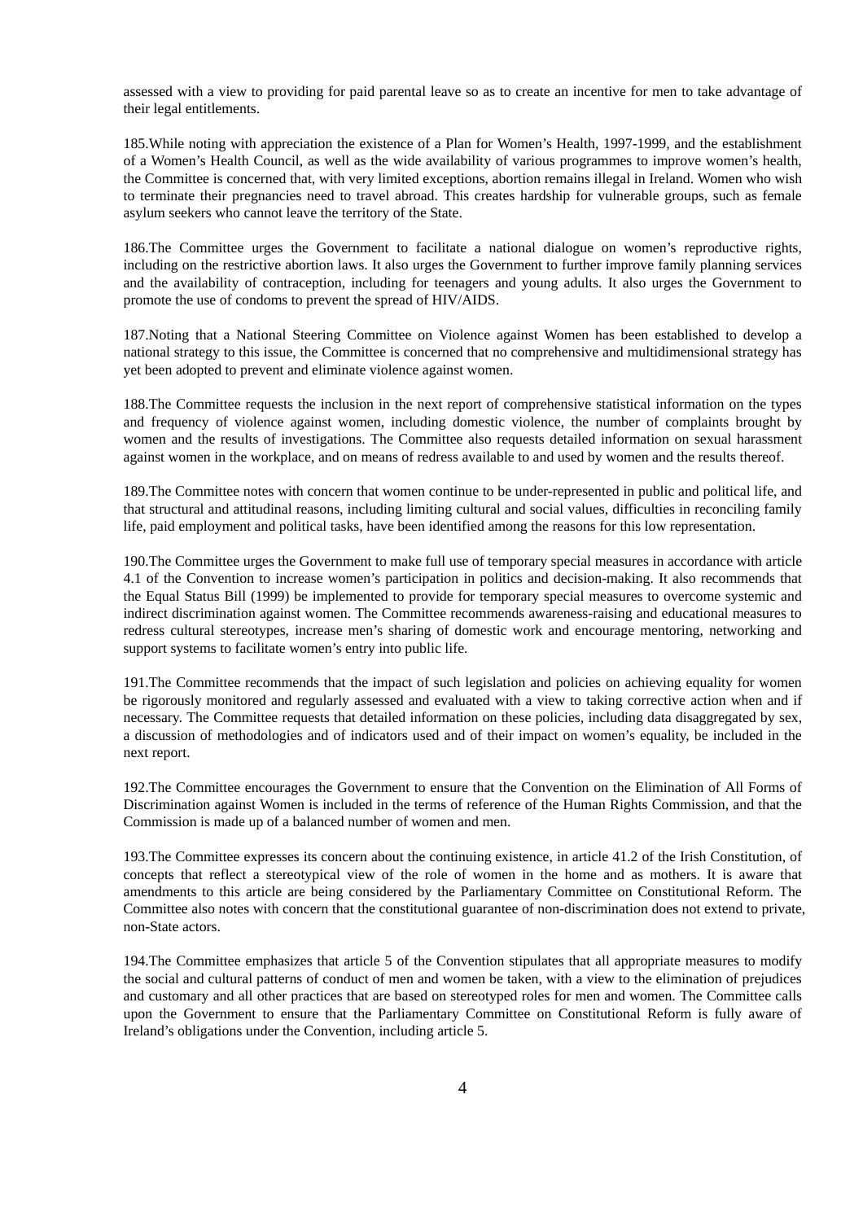assessed with a view to providing for paid parental leave so as to create an incentive for men to take advantage of their legal entitlements.

185.While noting with appreciation the existence of a Plan for Women's Health, 1997-1999, and the establishment of a Women's Health Council, as well as the wide availability of various programmes to improve women's health, the Committee is concerned that, with very limited exceptions, abortion remains illegal in Ireland. Women who wish to terminate their pregnancies need to travel abroad. This creates hardship for vulnerable groups, such as female asylum seekers who cannot leave the territory of the State.

186.The Committee urges the Government to facilitate a national dialogue on women's reproductive rights, including on the restrictive abortion laws. It also urges the Government to further improve family planning services and the availability of contraception, including for teenagers and young adults. It also urges the Government to promote the use of condoms to prevent the spread of HIV/AIDS.

187.Noting that a National Steering Committee on Violence against Women has been established to develop a national strategy to this issue, the Committee is concerned that no comprehensive and multidimensional strategy has yet been adopted to prevent and eliminate violence against women.

188.The Committee requests the inclusion in the next report of comprehensive statistical information on the types and frequency of violence against women, including domestic violence, the number of complaints brought by women and the results of investigations. The Committee also requests detailed information on sexual harassment against women in the workplace, and on means of redress available to and used by women and the results thereof.

189.The Committee notes with concern that women continue to be under-represented in public and political life, and that structural and attitudinal reasons, including limiting cultural and social values, difficulties in reconciling family life, paid employment and political tasks, have been identified among the reasons for this low representation.

190.The Committee urges the Government to make full use of temporary special measures in accordance with article 4.1 of the Convention to increase women's participation in politics and decision-making. It also recommends that the Equal Status Bill (1999) be implemented to provide for temporary special measures to overcome systemic and indirect discrimination against women. The Committee recommends awareness-raising and educational measures to redress cultural stereotypes, increase men's sharing of domestic work and encourage mentoring, networking and support systems to facilitate women's entry into public life.

191.The Committee recommends that the impact of such legislation and policies on achieving equality for women be rigorously monitored and regularly assessed and evaluated with a view to taking corrective action when and if necessary. The Committee requests that detailed information on these policies, including data disaggregated by sex, a discussion of methodologies and of indicators used and of their impact on women's equality, be included in the next report.

192.The Committee encourages the Government to ensure that the Convention on the Elimination of All Forms of Discrimination against Women is included in the terms of reference of the Human Rights Commission, and that the Commission is made up of a balanced number of women and men.

193.The Committee expresses its concern about the continuing existence, in article 41.2 of the Irish Constitution, of concepts that reflect a stereotypical view of the role of women in the home and as mothers. It is aware that amendments to this article are being considered by the Parliamentary Committee on Constitutional Reform. The Committee also notes with concern that the constitutional guarantee of non-discrimination does not extend to private, non-State actors.

194.The Committee emphasizes that article 5 of the Convention stipulates that all appropriate measures to modify the social and cultural patterns of conduct of men and women be taken, with a view to the elimination of prejudices and customary and all other practices that are based on stereotyped roles for men and women. The Committee calls upon the Government to ensure that the Parliamentary Committee on Constitutional Reform is fully aware of Ireland's obligations under the Convention, including article 5.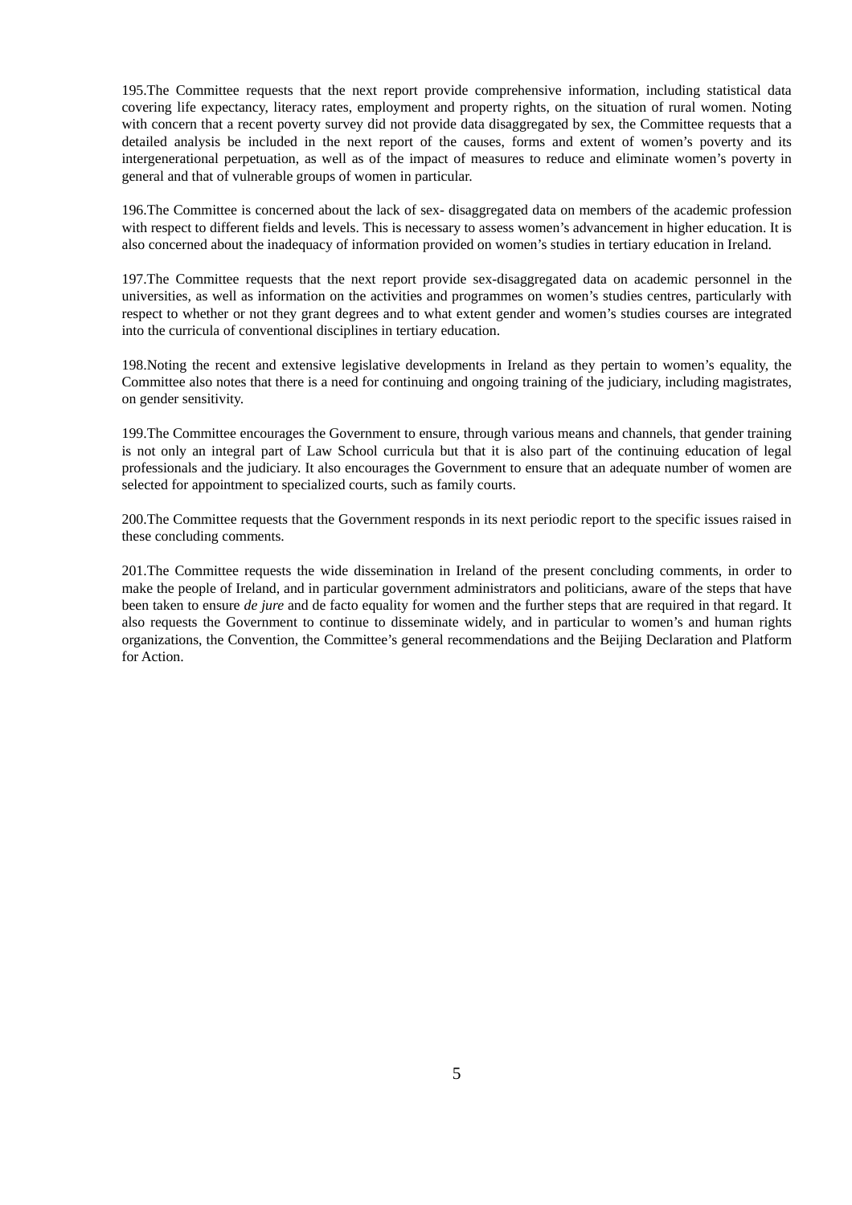195.The Committee requests that the next report provide comprehensive information, including statistical data covering life expectancy, literacy rates, employment and property rights, on the situation of rural women. Noting with concern that a recent poverty survey did not provide data disaggregated by sex, the Committee requests that a detailed analysis be included in the next report of the causes, forms and extent of women's poverty and its intergenerational perpetuation, as well as of the impact of measures to reduce and eliminate women's poverty in general and that of vulnerable groups of women in particular.

196.The Committee is concerned about the lack of sex- disaggregated data on members of the academic profession with respect to different fields and levels. This is necessary to assess women's advancement in higher education. It is also concerned about the inadequacy of information provided on women's studies in tertiary education in Ireland.

197.The Committee requests that the next report provide sex-disaggregated data on academic personnel in the universities, as well as information on the activities and programmes on women's studies centres, particularly with respect to whether or not they grant degrees and to what extent gender and women's studies courses are integrated into the curricula of conventional disciplines in tertiary education.

198.Noting the recent and extensive legislative developments in Ireland as they pertain to women's equality, the Committee also notes that there is a need for continuing and ongoing training of the judiciary, including magistrates, on gender sensitivity.

199.The Committee encourages the Government to ensure, through various means and channels, that gender training is not only an integral part of Law School curricula but that it is also part of the continuing education of legal professionals and the judiciary. It also encourages the Government to ensure that an adequate number of women are selected for appointment to specialized courts, such as family courts.

200.The Committee requests that the Government responds in its next periodic report to the specific issues raised in these concluding comments.

201.The Committee requests the wide dissemination in Ireland of the present concluding comments, in order to make the people of Ireland, and in particular government administrators and politicians, aware of the steps that have been taken to ensure *de jure* and de facto equality for women and the further steps that are required in that regard. It also requests the Government to continue to disseminate widely, and in particular to women's and human rights organizations, the Convention, the Committee's general recommendations and the Beijing Declaration and Platform for Action.